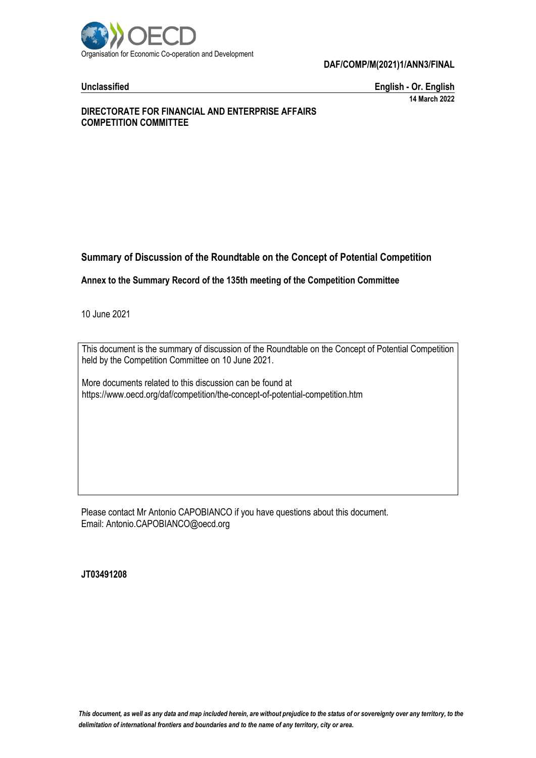Organisation for Economic Co-operation and Development

**DAF/COMP/M(2021)1/ANN3/FINAL**

**Unclassified** **English - Or. English**

**14 March 2022**

**DIRECTORATE FOR FINANCIAL AND ENTERPRISE AFFAIRS**
**COMPETITION COMMITTEE**

# Summary of Discussion of the Roundtable on the Concept of Potential Competition

## Annex to the Summary Record of the 135th meeting of the Competition Committee

10 June 2021

This document is the summary of discussion of the Roundtable on the Concept of Potential Competition held by the Competition Committee on 10 June 2021.

More documents related to this discussion can be found at https://www.oecd.org/daf/competition/the-concept-of-potential-competition.htm

Please contact Mr Antonio CAPOBIANCO if you have questions about this document.
Email: Antonio.CAPOBIANCO@oecd.org

**JT03491208**

*This document, as well as any data and map included herein, are without prejudice to the status of or sovereignty over any territory, to the delimitation of international frontiers and boundaries and to the name of any territory, city or area.*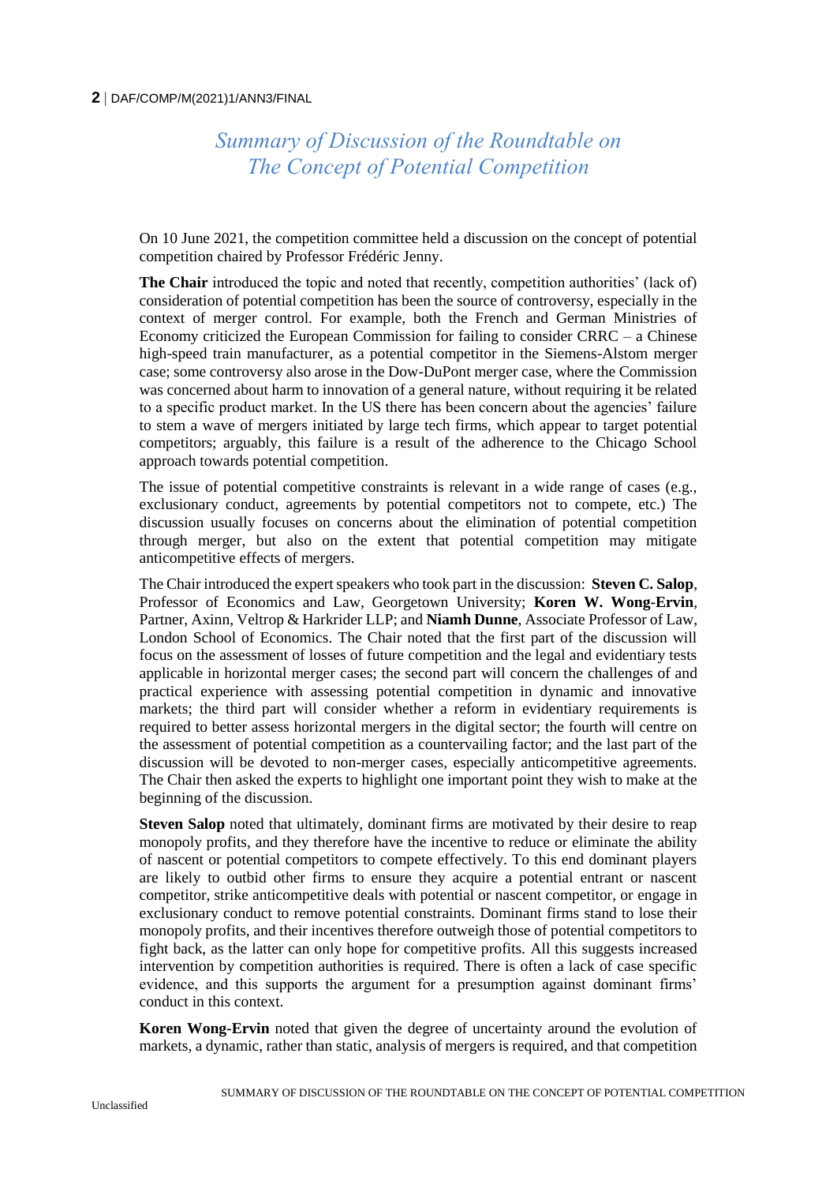# *Summary of Discussion of the Roundtable on The Concept of Potential Competition*

On 10 June 2021, the competition committee held a discussion on the concept of potential competition chaired by Professor Frédéric Jenny.

**The Chair** introduced the topic and noted that recently, competition authorities' (lack of) consideration of potential competition has been the source of controversy, especially in the context of merger control. For example, both the French and German Ministries of Economy criticized the European Commission for failing to consider CRRC – a Chinese high-speed train manufacturer, as a potential competitor in the Siemens-Alstom merger case; some controversy also arose in the Dow-DuPont merger case, where the Commission was concerned about harm to innovation of a general nature, without requiring it be related to a specific product market. In the US there has been concern about the agencies' failure to stem a wave of mergers initiated by large tech firms, which appear to target potential competitors; arguably, this failure is a result of the adherence to the Chicago School approach towards potential competition.

The issue of potential competitive constraints is relevant in a wide range of cases (e.g., exclusionary conduct, agreements by potential competitors not to compete, etc.) The discussion usually focuses on concerns about the elimination of potential competition through merger, but also on the extent that potential competition may mitigate anticompetitive effects of mergers.

The Chair introduced the expert speakers who took part in the discussion: **Steven C. Salop**, Professor of Economics and Law, Georgetown University; **Koren W. Wong-Ervin**, Partner, Axinn, Veltrop & Harkrider LLP; and **Niamh Dunne**, Associate Professor of Law, London School of Economics. The Chair noted that the first part of the discussion will focus on the assessment of losses of future competition and the legal and evidentiary tests applicable in horizontal merger cases; the second part will concern the challenges of and practical experience with assessing potential competition in dynamic and innovative markets; the third part will consider whether a reform in evidentiary requirements is required to better assess horizontal mergers in the digital sector; the fourth will centre on the assessment of potential competition as a countervailing factor; and the last part of the discussion will be devoted to non-merger cases, especially anticompetitive agreements. The Chair then asked the experts to highlight one important point they wish to make at the beginning of the discussion.

**Steven Salop** noted that ultimately, dominant firms are motivated by their desire to reap monopoly profits, and they therefore have the incentive to reduce or eliminate the ability of nascent or potential competitors to compete effectively. To this end dominant players are likely to outbid other firms to ensure they acquire a potential entrant or nascent competitor, strike anticompetitive deals with potential or nascent competitor, or engage in exclusionary conduct to remove potential constraints. Dominant firms stand to lose their monopoly profits, and their incentives therefore outweigh those of potential competitors to fight back, as the latter can only hope for competitive profits. All this suggests increased intervention by competition authorities is required. There is often a lack of case specific evidence, and this supports the argument for a presumption against dominant firms' conduct in this context.

**Koren Wong-Ervin** noted that given the degree of uncertainty around the evolution of markets, a dynamic, rather than static, analysis of mergers is required, and that competition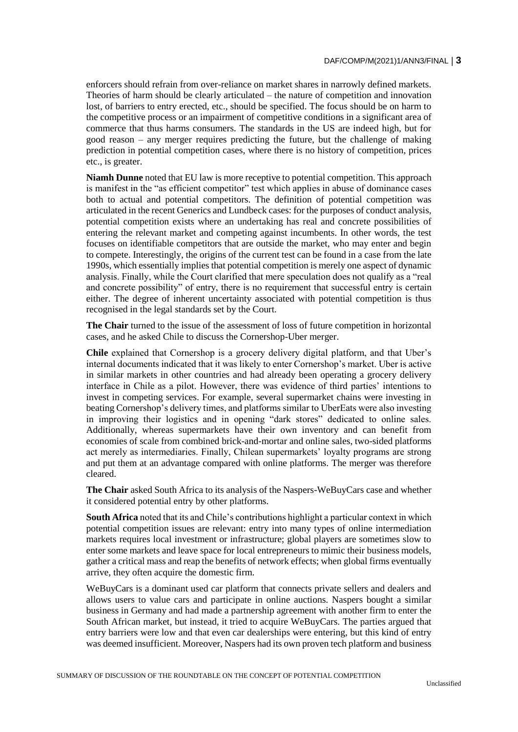enforcers should refrain from over-reliance on market shares in narrowly defined markets. Theories of harm should be clearly articulated – the nature of competition and innovation lost, of barriers to entry erected, etc., should be specified. The focus should be on harm to the competitive process or an impairment of competitive conditions in a significant area of commerce that thus harms consumers. The standards in the US are indeed high, but for good reason – any merger requires predicting the future, but the challenge of making prediction in potential competition cases, where there is no history of competition, prices etc., is greater.

**Niamh Dunne** noted that EU law is more receptive to potential competition. This approach is manifest in the "as efficient competitor" test which applies in abuse of dominance cases both to actual and potential competitors. The definition of potential competition was articulated in the recent Generics and Lundbeck cases: for the purposes of conduct analysis, potential competition exists where an undertaking has real and concrete possibilities of entering the relevant market and competing against incumbents. In other words, the test focuses on identifiable competitors that are outside the market, who may enter and begin to compete. Interestingly, the origins of the current test can be found in a case from the late 1990s, which essentially implies that potential competition is merely one aspect of dynamic analysis. Finally, while the Court clarified that mere speculation does not qualify as a "real and concrete possibility" of entry, there is no requirement that successful entry is certain either. The degree of inherent uncertainty associated with potential competition is thus recognised in the legal standards set by the Court.

**The Chair** turned to the issue of the assessment of loss of future competition in horizontal cases, and he asked Chile to discuss the Cornershop-Uber merger.

**Chile** explained that Cornershop is a grocery delivery digital platform, and that Uber's internal documents indicated that it was likely to enter Cornershop's market. Uber is active in similar markets in other countries and had already been operating a grocery delivery interface in Chile as a pilot. However, there was evidence of third parties' intentions to invest in competing services. For example, several supermarket chains were investing in beating Cornershop's delivery times, and platforms similar to UberEats were also investing in improving their logistics and in opening "dark stores" dedicated to online sales. Additionally, whereas supermarkets have their own inventory and can benefit from economies of scale from combined brick-and-mortar and online sales, two-sided platforms act merely as intermediaries. Finally, Chilean supermarkets' loyalty programs are strong and put them at an advantage compared with online platforms. The merger was therefore cleared.

**The Chair** asked South Africa to its analysis of the Naspers-WeBuyCars case and whether it considered potential entry by other platforms.

**South Africa** noted that its and Chile's contributions highlight a particular context in which potential competition issues are relevant: entry into many types of online intermediation markets requires local investment or infrastructure; global players are sometimes slow to enter some markets and leave space for local entrepreneurs to mimic their business models, gather a critical mass and reap the benefits of network effects; when global firms eventually arrive, they often acquire the domestic firm.

WeBuyCars is a dominant used car platform that connects private sellers and dealers and allows users to value cars and participate in online auctions. Naspers bought a similar business in Germany and had made a partnership agreement with another firm to enter the South African market, but instead, it tried to acquire WeBuyCars. The parties argued that entry barriers were low and that even car dealerships were entering, but this kind of entry was deemed insufficient. Moreover, Naspers had its own proven tech platform and business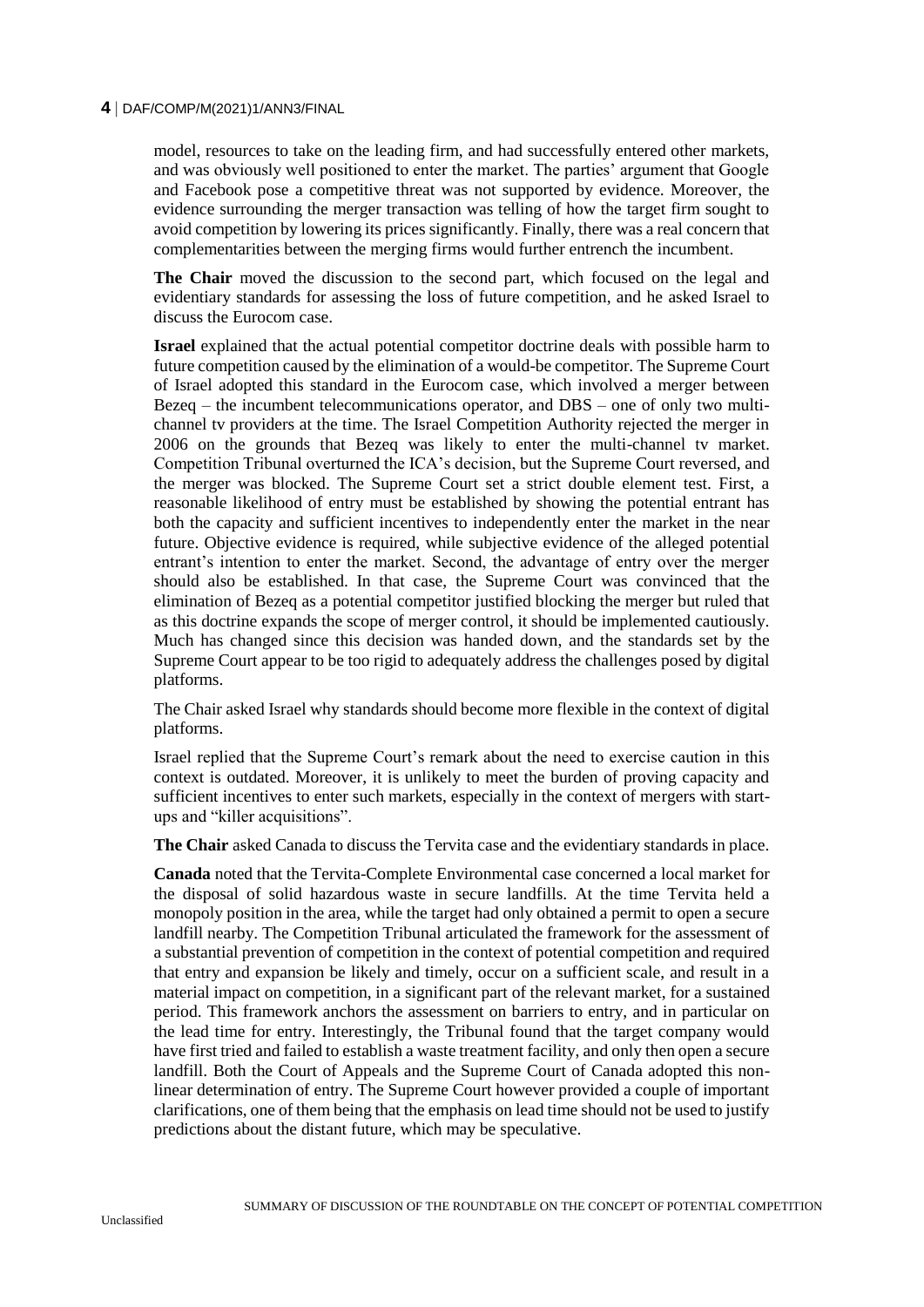model, resources to take on the leading firm, and had successfully entered other markets, and was obviously well positioned to enter the market. The parties' argument that Google and Facebook pose a competitive threat was not supported by evidence. Moreover, the evidence surrounding the merger transaction was telling of how the target firm sought to avoid competition by lowering its prices significantly. Finally, there was a real concern that complementarities between the merging firms would further entrench the incumbent.

**The Chair** moved the discussion to the second part, which focused on the legal and evidentiary standards for assessing the loss of future competition, and he asked Israel to discuss the Eurocom case.

**Israel** explained that the actual potential competitor doctrine deals with possible harm to future competition caused by the elimination of a would-be competitor. The Supreme Court of Israel adopted this standard in the Eurocom case, which involved a merger between Bezeq – the incumbent telecommunications operator, and DBS – one of only two multi-channel tv providers at the time. The Israel Competition Authority rejected the merger in 2006 on the grounds that Bezeq was likely to enter the multi-channel tv market. Competition Tribunal overturned the ICA's decision, but the Supreme Court reversed, and the merger was blocked. The Supreme Court set a strict double element test. First, a reasonable likelihood of entry must be established by showing the potential entrant has both the capacity and sufficient incentives to independently enter the market in the near future. Objective evidence is required, while subjective evidence of the alleged potential entrant's intention to enter the market. Second, the advantage of entry over the merger should also be established. In that case, the Supreme Court was convinced that the elimination of Bezeq as a potential competitor justified blocking the merger but ruled that as this doctrine expands the scope of merger control, it should be implemented cautiously. Much has changed since this decision was handed down, and the standards set by the Supreme Court appear to be too rigid to adequately address the challenges posed by digital platforms.

The Chair asked Israel why standards should become more flexible in the context of digital platforms.

Israel replied that the Supreme Court's remark about the need to exercise caution in this context is outdated. Moreover, it is unlikely to meet the burden of proving capacity and sufficient incentives to enter such markets, especially in the context of mergers with start-ups and "killer acquisitions".

**The Chair** asked Canada to discuss the Tervita case and the evidentiary standards in place.

**Canada** noted that the Tervita-Complete Environmental case concerned a local market for the disposal of solid hazardous waste in secure landfills. At the time Tervita held a monopoly position in the area, while the target had only obtained a permit to open a secure landfill nearby. The Competition Tribunal articulated the framework for the assessment of a substantial prevention of competition in the context of potential competition and required that entry and expansion be likely and timely, occur on a sufficient scale, and result in a material impact on competition, in a significant part of the relevant market, for a sustained period. This framework anchors the assessment on barriers to entry, and in particular on the lead time for entry. Interestingly, the Tribunal found that the target company would have first tried and failed to establish a waste treatment facility, and only then open a secure landfill. Both the Court of Appeals and the Supreme Court of Canada adopted this non-linear determination of entry. The Supreme Court however provided a couple of important clarifications, one of them being that the emphasis on lead time should not be used to justify predictions about the distant future, which may be speculative.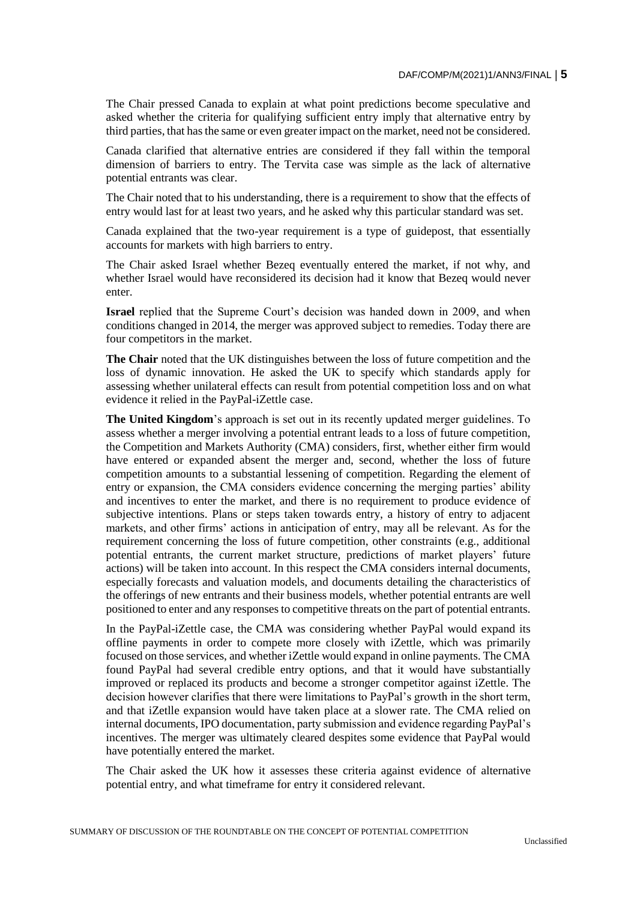The Chair pressed Canada to explain at what point predictions become speculative and asked whether the criteria for qualifying sufficient entry imply that alternative entry by third parties, that has the same or even greater impact on the market, need not be considered.

Canada clarified that alternative entries are considered if they fall within the temporal dimension of barriers to entry. The Tervita case was simple as the lack of alternative potential entrants was clear.

The Chair noted that to his understanding, there is a requirement to show that the effects of entry would last for at least two years, and he asked why this particular standard was set.

Canada explained that the two-year requirement is a type of guidepost, that essentially accounts for markets with high barriers to entry.

The Chair asked Israel whether Bezeq eventually entered the market, if not why, and whether Israel would have reconsidered its decision had it know that Bezeq would never enter.

**Israel** replied that the Supreme Court's decision was handed down in 2009, and when conditions changed in 2014, the merger was approved subject to remedies. Today there are four competitors in the market.

**The Chair** noted that the UK distinguishes between the loss of future competition and the loss of dynamic innovation. He asked the UK to specify which standards apply for assessing whether unilateral effects can result from potential competition loss and on what evidence it relied in the PayPal-iZettle case.

**The United Kingdom**'s approach is set out in its recently updated merger guidelines. To assess whether a merger involving a potential entrant leads to a loss of future competition, the Competition and Markets Authority (CMA) considers, first, whether either firm would have entered or expanded absent the merger and, second, whether the loss of future competition amounts to a substantial lessening of competition. Regarding the element of entry or expansion, the CMA considers evidence concerning the merging parties' ability and incentives to enter the market, and there is no requirement to produce evidence of subjective intentions. Plans or steps taken towards entry, a history of entry to adjacent markets, and other firms' actions in anticipation of entry, may all be relevant. As for the requirement concerning the loss of future competition, other constraints (e.g., additional potential entrants, the current market structure, predictions of market players' future actions) will be taken into account. In this respect the CMA considers internal documents, especially forecasts and valuation models, and documents detailing the characteristics of the offerings of new entrants and their business models, whether potential entrants are well positioned to enter and any responses to competitive threats on the part of potential entrants.

In the PayPal-iZettle case, the CMA was considering whether PayPal would expand its offline payments in order to compete more closely with iZettle, which was primarily focused on those services, and whether iZettle would expand in online payments. The CMA found PayPal had several credible entry options, and that it would have substantially improved or replaced its products and become a stronger competitor against iZettle. The decision however clarifies that there were limitations to PayPal's growth in the short term, and that iZetlle expansion would have taken place at a slower rate. The CMA relied on internal documents, IPO documentation, party submission and evidence regarding PayPal's incentives. The merger was ultimately cleared despites some evidence that PayPal would have potentially entered the market.

The Chair asked the UK how it assesses these criteria against evidence of alternative potential entry, and what timeframe for entry it considered relevant.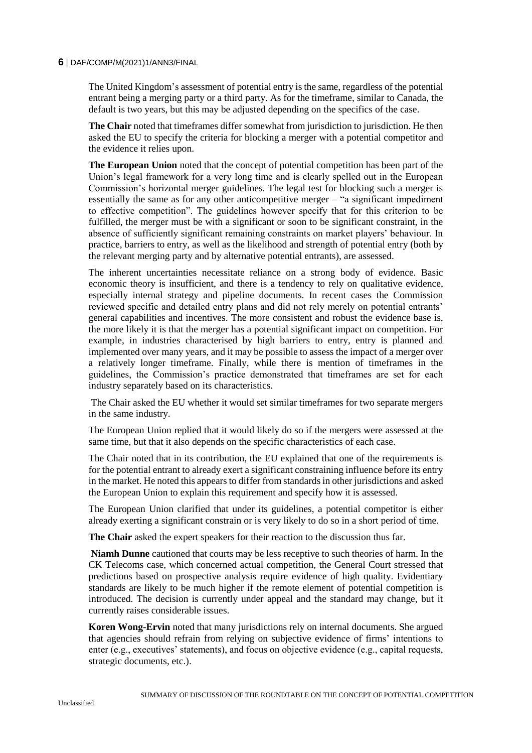The United Kingdom's assessment of potential entry is the same, regardless of the potential entrant being a merging party or a third party. As for the timeframe, similar to Canada, the default is two years, but this may be adjusted depending on the specifics of the case.

**The Chair** noted that timeframes differ somewhat from jurisdiction to jurisdiction. He then asked the EU to specify the criteria for blocking a merger with a potential competitor and the evidence it relies upon.

**The European Union** noted that the concept of potential competition has been part of the Union's legal framework for a very long time and is clearly spelled out in the European Commission's horizontal merger guidelines. The legal test for blocking such a merger is essentially the same as for any other anticompetitive merger – "a significant impediment to effective competition". The guidelines however specify that for this criterion to be fulfilled, the merger must be with a significant or soon to be significant constraint, in the absence of sufficiently significant remaining constraints on market players' behaviour. In practice, barriers to entry, as well as the likelihood and strength of potential entry (both by the relevant merging party and by alternative potential entrants), are assessed.

The inherent uncertainties necessitate reliance on a strong body of evidence. Basic economic theory is insufficient, and there is a tendency to rely on qualitative evidence, especially internal strategy and pipeline documents. In recent cases the Commission reviewed specific and detailed entry plans and did not rely merely on potential entrants' general capabilities and incentives. The more consistent and robust the evidence base is, the more likely it is that the merger has a potential significant impact on competition. For example, in industries characterised by high barriers to entry, entry is planned and implemented over many years, and it may be possible to assess the impact of a merger over a relatively longer timeframe. Finally, while there is mention of timeframes in the guidelines, the Commission's practice demonstrated that timeframes are set for each industry separately based on its characteristics.

The Chair asked the EU whether it would set similar timeframes for two separate mergers in the same industry.

The European Union replied that it would likely do so if the mergers were assessed at the same time, but that it also depends on the specific characteristics of each case.

The Chair noted that in its contribution, the EU explained that one of the requirements is for the potential entrant to already exert a significant constraining influence before its entry in the market. He noted this appears to differ from standards in other jurisdictions and asked the European Union to explain this requirement and specify how it is assessed.

The European Union clarified that under its guidelines, a potential competitor is either already exerting a significant constrain or is very likely to do so in a short period of time.

**The Chair** asked the expert speakers for their reaction to the discussion thus far.

**Niamh Dunne** cautioned that courts may be less receptive to such theories of harm. In the CK Telecoms case, which concerned actual competition, the General Court stressed that predictions based on prospective analysis require evidence of high quality. Evidentiary standards are likely to be much higher if the remote element of potential competition is introduced. The decision is currently under appeal and the standard may change, but it currently raises considerable issues.

**Koren Wong-Ervin** noted that many jurisdictions rely on internal documents. She argued that agencies should refrain from relying on subjective evidence of firms' intentions to enter (e.g., executives' statements), and focus on objective evidence (e.g., capital requests, strategic documents, etc.).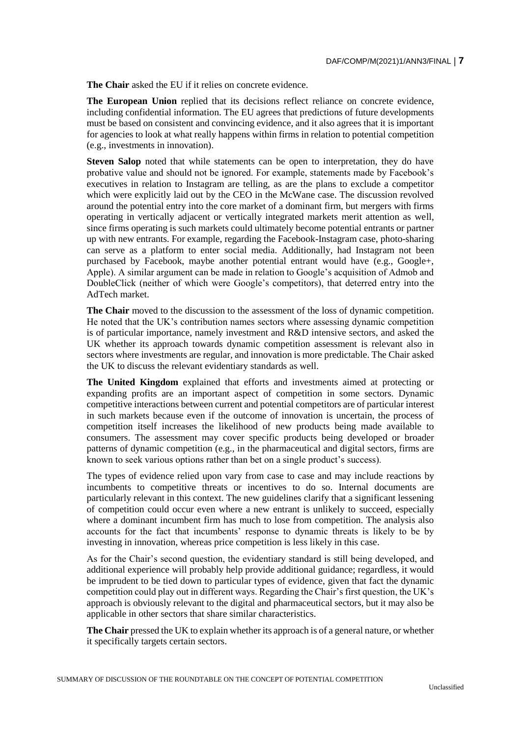**The Chair** asked the EU if it relies on concrete evidence.

**The European Union** replied that its decisions reflect reliance on concrete evidence, including confidential information. The EU agrees that predictions of future developments must be based on consistent and convincing evidence, and it also agrees that it is important for agencies to look at what really happens within firms in relation to potential competition (e.g., investments in innovation).

**Steven Salop** noted that while statements can be open to interpretation, they do have probative value and should not be ignored. For example, statements made by Facebook's executives in relation to Instagram are telling, as are the plans to exclude a competitor which were explicitly laid out by the CEO in the McWane case. The discussion revolved around the potential entry into the core market of a dominant firm, but mergers with firms operating in vertically adjacent or vertically integrated markets merit attention as well, since firms operating is such markets could ultimately become potential entrants or partner up with new entrants. For example, regarding the Facebook-Instagram case, photo-sharing can serve as a platform to enter social media. Additionally, had Instagram not been purchased by Facebook, maybe another potential entrant would have (e.g., Google+, Apple). A similar argument can be made in relation to Google's acquisition of Admob and DoubleClick (neither of which were Google's competitors), that deterred entry into the AdTech market.

**The Chair** moved to the discussion to the assessment of the loss of dynamic competition. He noted that the UK's contribution names sectors where assessing dynamic competition is of particular importance, namely investment and R&D intensive sectors, and asked the UK whether its approach towards dynamic competition assessment is relevant also in sectors where investments are regular, and innovation is more predictable. The Chair asked the UK to discuss the relevant evidentiary standards as well.

**The United Kingdom** explained that efforts and investments aimed at protecting or expanding profits are an important aspect of competition in some sectors. Dynamic competitive interactions between current and potential competitors are of particular interest in such markets because even if the outcome of innovation is uncertain, the process of competition itself increases the likelihood of new products being made available to consumers. The assessment may cover specific products being developed or broader patterns of dynamic competition (e.g., in the pharmaceutical and digital sectors, firms are known to seek various options rather than bet on a single product's success).

The types of evidence relied upon vary from case to case and may include reactions by incumbents to competitive threats or incentives to do so. Internal documents are particularly relevant in this context. The new guidelines clarify that a significant lessening of competition could occur even where a new entrant is unlikely to succeed, especially where a dominant incumbent firm has much to lose from competition. The analysis also accounts for the fact that incumbents' response to dynamic threats is likely to be by investing in innovation, whereas price competition is less likely in this case.

As for the Chair's second question, the evidentiary standard is still being developed, and additional experience will probably help provide additional guidance; regardless, it would be imprudent to be tied down to particular types of evidence, given that fact the dynamic competition could play out in different ways. Regarding the Chair's first question, the UK's approach is obviously relevant to the digital and pharmaceutical sectors, but it may also be applicable in other sectors that share similar characteristics.

**The Chair** pressed the UK to explain whether its approach is of a general nature, or whether it specifically targets certain sectors.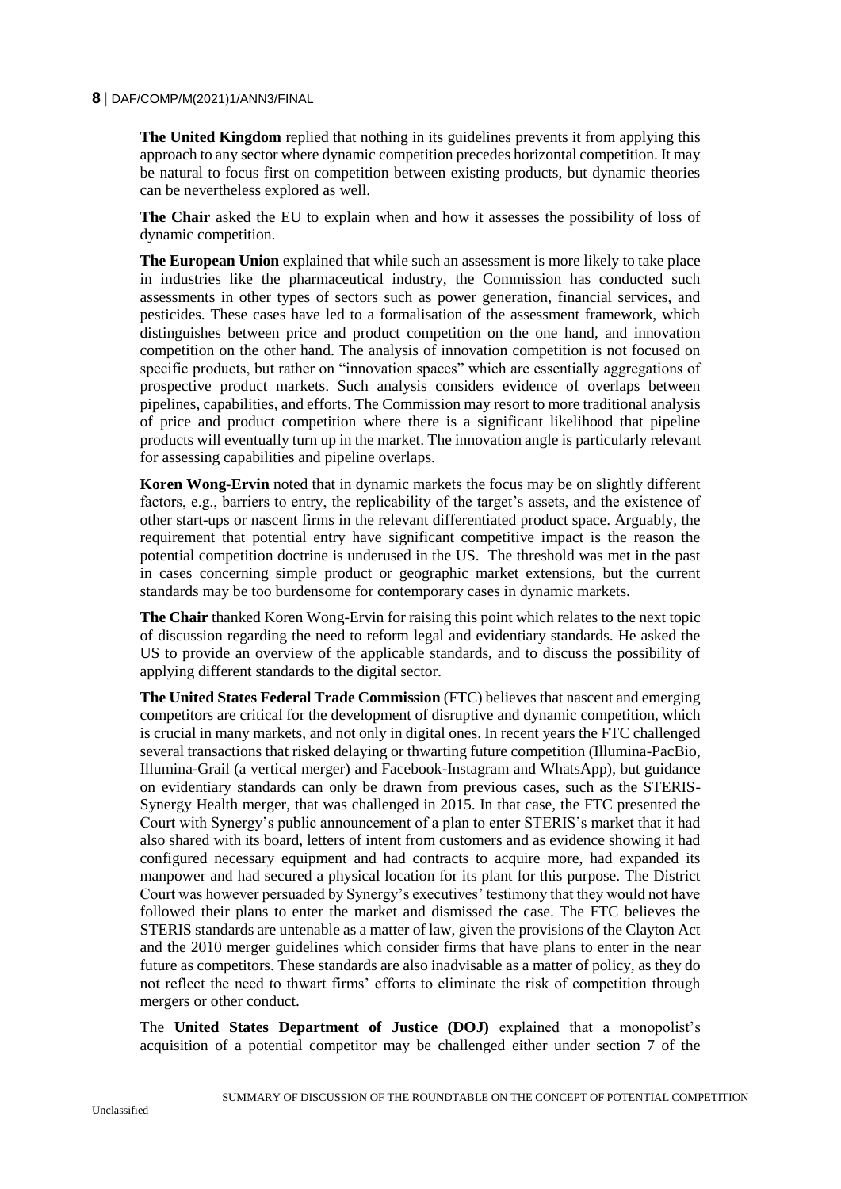**The United Kingdom** replied that nothing in its guidelines prevents it from applying this approach to any sector where dynamic competition precedes horizontal competition. It may be natural to focus first on competition between existing products, but dynamic theories can be nevertheless explored as well.

**The Chair** asked the EU to explain when and how it assesses the possibility of loss of dynamic competition.

**The European Union** explained that while such an assessment is more likely to take place in industries like the pharmaceutical industry, the Commission has conducted such assessments in other types of sectors such as power generation, financial services, and pesticides. These cases have led to a formalisation of the assessment framework, which distinguishes between price and product competition on the one hand, and innovation competition on the other hand. The analysis of innovation competition is not focused on specific products, but rather on "innovation spaces" which are essentially aggregations of prospective product markets. Such analysis considers evidence of overlaps between pipelines, capabilities, and efforts. The Commission may resort to more traditional analysis of price and product competition where there is a significant likelihood that pipeline products will eventually turn up in the market. The innovation angle is particularly relevant for assessing capabilities and pipeline overlaps.

**Koren Wong-Ervin** noted that in dynamic markets the focus may be on slightly different factors, e.g., barriers to entry, the replicability of the target's assets, and the existence of other start-ups or nascent firms in the relevant differentiated product space. Arguably, the requirement that potential entry have significant competitive impact is the reason the potential competition doctrine is underused in the US. The threshold was met in the past in cases concerning simple product or geographic market extensions, but the current standards may be too burdensome for contemporary cases in dynamic markets.

**The Chair** thanked Koren Wong-Ervin for raising this point which relates to the next topic of discussion regarding the need to reform legal and evidentiary standards. He asked the US to provide an overview of the applicable standards, and to discuss the possibility of applying different standards to the digital sector.

**The United States Federal Trade Commission** (FTC) believes that nascent and emerging competitors are critical for the development of disruptive and dynamic competition, which is crucial in many markets, and not only in digital ones. In recent years the FTC challenged several transactions that risked delaying or thwarting future competition (Illumina-PacBio, Illumina-Grail (a vertical merger) and Facebook-Instagram and WhatsApp), but guidance on evidentiary standards can only be drawn from previous cases, such as the STERIS-Synergy Health merger, that was challenged in 2015. In that case, the FTC presented the Court with Synergy's public announcement of a plan to enter STERIS's market that it had also shared with its board, letters of intent from customers and as evidence showing it had configured necessary equipment and had contracts to acquire more, had expanded its manpower and had secured a physical location for its plant for this purpose. The District Court was however persuaded by Synergy's executives' testimony that they would not have followed their plans to enter the market and dismissed the case. The FTC believes the STERIS standards are untenable as a matter of law, given the provisions of the Clayton Act and the 2010 merger guidelines which consider firms that have plans to enter in the near future as competitors. These standards are also inadvisable as a matter of policy, as they do not reflect the need to thwart firms' efforts to eliminate the risk of competition through mergers or other conduct.

The **United States Department of Justice (DOJ)** explained that a monopolist's acquisition of a potential competitor may be challenged either under section 7 of the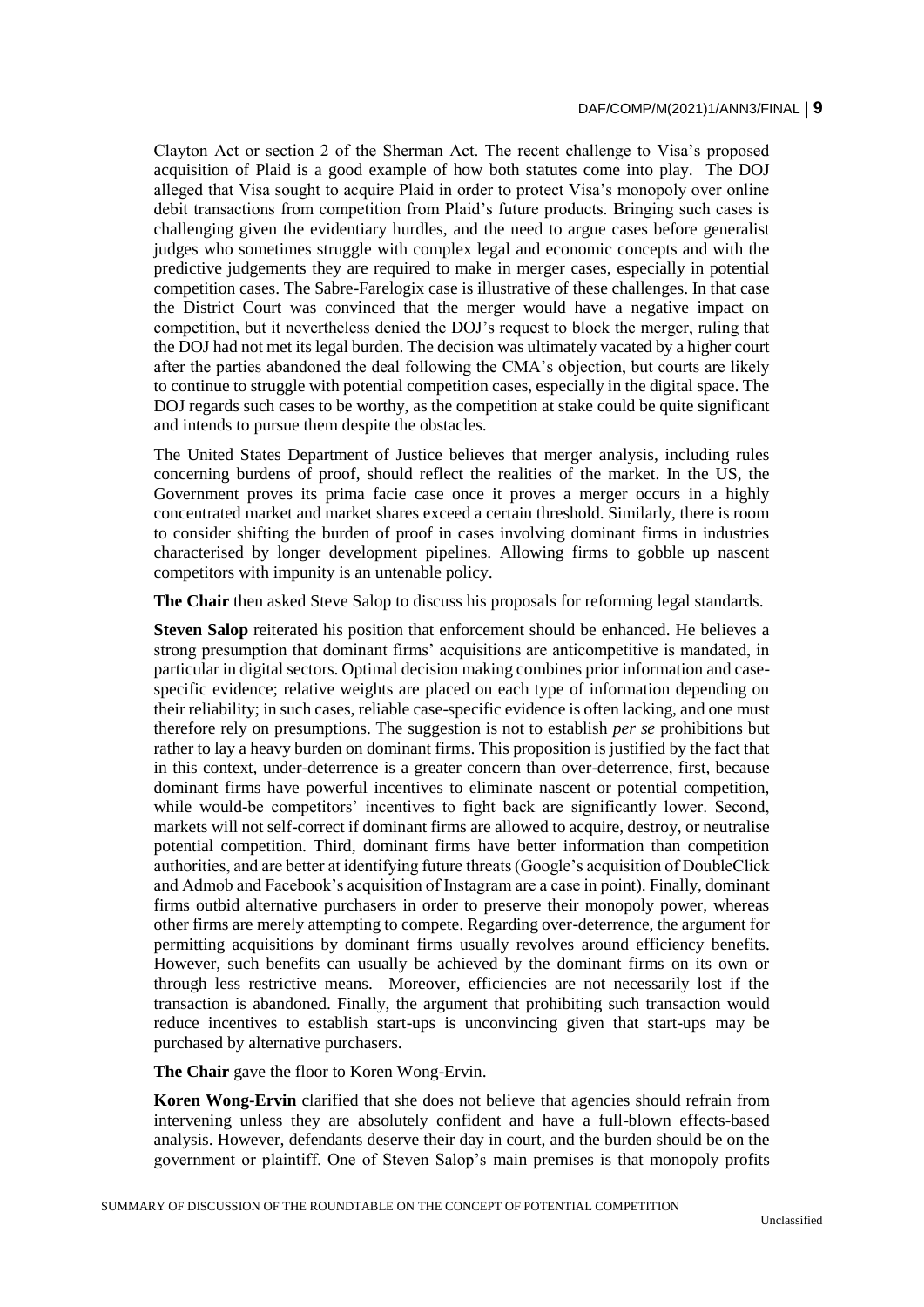Clayton Act or section 2 of the Sherman Act. The recent challenge to Visa's proposed acquisition of Plaid is a good example of how both statutes come into play. The DOJ alleged that Visa sought to acquire Plaid in order to protect Visa's monopoly over online debit transactions from competition from Plaid's future products. Bringing such cases is challenging given the evidentiary hurdles, and the need to argue cases before generalist judges who sometimes struggle with complex legal and economic concepts and with the predictive judgements they are required to make in merger cases, especially in potential competition cases. The Sabre-Farelogix case is illustrative of these challenges. In that case the District Court was convinced that the merger would have a negative impact on competition, but it nevertheless denied the DOJ's request to block the merger, ruling that the DOJ had not met its legal burden. The decision was ultimately vacated by a higher court after the parties abandoned the deal following the CMA's objection, but courts are likely to continue to struggle with potential competition cases, especially in the digital space. The DOJ regards such cases to be worthy, as the competition at stake could be quite significant and intends to pursue them despite the obstacles.

The United States Department of Justice believes that merger analysis, including rules concerning burdens of proof, should reflect the realities of the market. In the US, the Government proves its prima facie case once it proves a merger occurs in a highly concentrated market and market shares exceed a certain threshold. Similarly, there is room to consider shifting the burden of proof in cases involving dominant firms in industries characterised by longer development pipelines. Allowing firms to gobble up nascent competitors with impunity is an untenable policy.

**The Chair** then asked Steve Salop to discuss his proposals for reforming legal standards.

**Steven Salop** reiterated his position that enforcement should be enhanced. He believes a strong presumption that dominant firms' acquisitions are anticompetitive is mandated, in particular in digital sectors. Optimal decision making combines prior information and case-specific evidence; relative weights are placed on each type of information depending on their reliability; in such cases, reliable case-specific evidence is often lacking, and one must therefore rely on presumptions. The suggestion is not to establish *per se* prohibitions but rather to lay a heavy burden on dominant firms. This proposition is justified by the fact that in this context, under-deterrence is a greater concern than over-deterrence, first, because dominant firms have powerful incentives to eliminate nascent or potential competition, while would-be competitors' incentives to fight back are significantly lower. Second, markets will not self-correct if dominant firms are allowed to acquire, destroy, or neutralise potential competition. Third, dominant firms have better information than competition authorities, and are better at identifying future threats (Google's acquisition of DoubleClick and Admob and Facebook's acquisition of Instagram are a case in point). Finally, dominant firms outbid alternative purchasers in order to preserve their monopoly power, whereas other firms are merely attempting to compete. Regarding over-deterrence, the argument for permitting acquisitions by dominant firms usually revolves around efficiency benefits. However, such benefits can usually be achieved by the dominant firms on its own or through less restrictive means. Moreover, efficiencies are not necessarily lost if the transaction is abandoned. Finally, the argument that prohibiting such transaction would reduce incentives to establish start-ups is unconvincing given that start-ups may be purchased by alternative purchasers.

**The Chair** gave the floor to Koren Wong-Ervin.

**Koren Wong-Ervin** clarified that she does not believe that agencies should refrain from intervening unless they are absolutely confident and have a full-blown effects-based analysis. However, defendants deserve their day in court, and the burden should be on the government or plaintiff. One of Steven Salop's main premises is that monopoly profits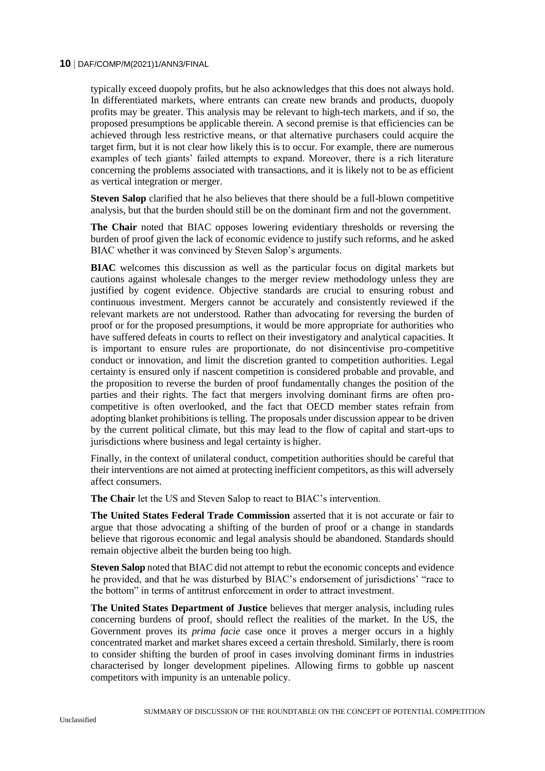typically exceed duopoly profits, but he also acknowledges that this does not always hold. In differentiated markets, where entrants can create new brands and products, duopoly profits may be greater. This analysis may be relevant to high-tech markets, and if so, the proposed presumptions be applicable therein. A second premise is that efficiencies can be achieved through less restrictive means, or that alternative purchasers could acquire the target firm, but it is not clear how likely this is to occur. For example, there are numerous examples of tech giants' failed attempts to expand. Moreover, there is a rich literature concerning the problems associated with transactions, and it is likely not to be as efficient as vertical integration or merger.

**Steven Salop** clarified that he also believes that there should be a full-blown competitive analysis, but that the burden should still be on the dominant firm and not the government.

**The Chair** noted that BIAC opposes lowering evidentiary thresholds or reversing the burden of proof given the lack of economic evidence to justify such reforms, and he asked BIAC whether it was convinced by Steven Salop's arguments.

**BIAC** welcomes this discussion as well as the particular focus on digital markets but cautions against wholesale changes to the merger review methodology unless they are justified by cogent evidence. Objective standards are crucial to ensuring robust and continuous investment. Mergers cannot be accurately and consistently reviewed if the relevant markets are not understood. Rather than advocating for reversing the burden of proof or for the proposed presumptions, it would be more appropriate for authorities who have suffered defeats in courts to reflect on their investigatory and analytical capacities. It is important to ensure rules are proportionate, do not disincentivise pro-competitive conduct or innovation, and limit the discretion granted to competition authorities. Legal certainty is ensured only if nascent competition is considered probable and provable, and the proposition to reverse the burden of proof fundamentally changes the position of the parties and their rights. The fact that mergers involving dominant firms are often pro-competitive is often overlooked, and the fact that OECD member states refrain from adopting blanket prohibitions is telling. The proposals under discussion appear to be driven by the current political climate, but this may lead to the flow of capital and start-ups to jurisdictions where business and legal certainty is higher.

Finally, in the context of unilateral conduct, competition authorities should be careful that their interventions are not aimed at protecting inefficient competitors, as this will adversely affect consumers.

**The Chair** let the US and Steven Salop to react to BIAC's intervention.

**The United States Federal Trade Commission** asserted that it is not accurate or fair to argue that those advocating a shifting of the burden of proof or a change in standards believe that rigorous economic and legal analysis should be abandoned. Standards should remain objective albeit the burden being too high.

**Steven Salop** noted that BIAC did not attempt to rebut the economic concepts and evidence he provided, and that he was disturbed by BIAC's endorsement of jurisdictions' "race to the bottom" in terms of antitrust enforcement in order to attract investment.

**The United States Department of Justice** believes that merger analysis, including rules concerning burdens of proof, should reflect the realities of the market. In the US, the Government proves its *prima facie* case once it proves a merger occurs in a highly concentrated market and market shares exceed a certain threshold. Similarly, there is room to consider shifting the burden of proof in cases involving dominant firms in industries characterised by longer development pipelines. Allowing firms to gobble up nascent competitors with impunity is an untenable policy.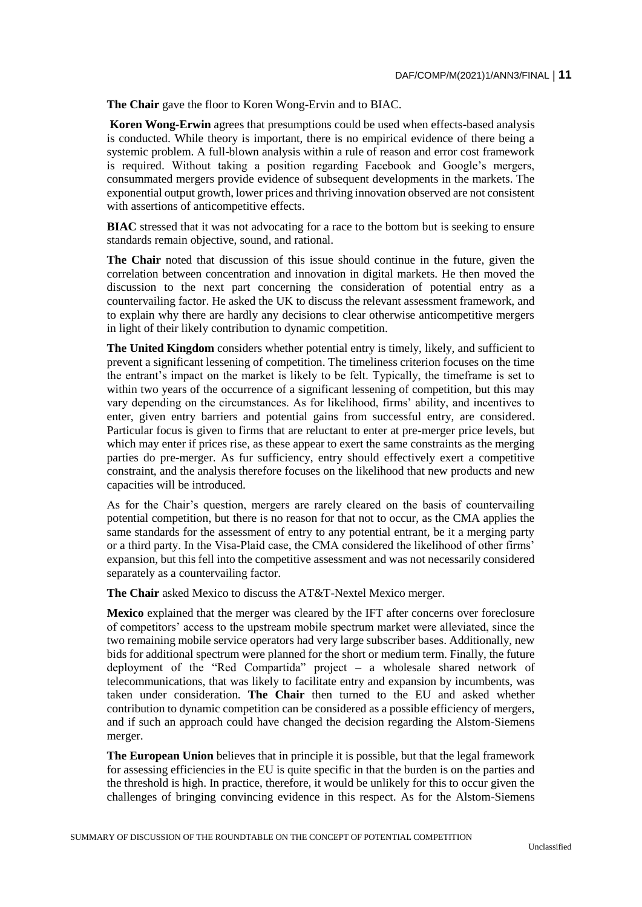**The Chair** gave the floor to Koren Wong-Ervin and to BIAC.

**Koren Wong-Erwin** agrees that presumptions could be used when effects-based analysis is conducted. While theory is important, there is no empirical evidence of there being a systemic problem. A full-blown analysis within a rule of reason and error cost framework is required. Without taking a position regarding Facebook and Google's mergers, consummated mergers provide evidence of subsequent developments in the markets. The exponential output growth, lower prices and thriving innovation observed are not consistent with assertions of anticompetitive effects.

**BIAC** stressed that it was not advocating for a race to the bottom but is seeking to ensure standards remain objective, sound, and rational.

**The Chair** noted that discussion of this issue should continue in the future, given the correlation between concentration and innovation in digital markets. He then moved the discussion to the next part concerning the consideration of potential entry as a countervailing factor. He asked the UK to discuss the relevant assessment framework, and to explain why there are hardly any decisions to clear otherwise anticompetitive mergers in light of their likely contribution to dynamic competition.

**The United Kingdom** considers whether potential entry is timely, likely, and sufficient to prevent a significant lessening of competition. The timeliness criterion focuses on the time the entrant's impact on the market is likely to be felt. Typically, the timeframe is set to within two years of the occurrence of a significant lessening of competition, but this may vary depending on the circumstances. As for likelihood, firms' ability, and incentives to enter, given entry barriers and potential gains from successful entry, are considered. Particular focus is given to firms that are reluctant to enter at pre-merger price levels, but which may enter if prices rise, as these appear to exert the same constraints as the merging parties do pre-merger. As fur sufficiency, entry should effectively exert a competitive constraint, and the analysis therefore focuses on the likelihood that new products and new capacities will be introduced.

As for the Chair's question, mergers are rarely cleared on the basis of countervailing potential competition, but there is no reason for that not to occur, as the CMA applies the same standards for the assessment of entry to any potential entrant, be it a merging party or a third party. In the Visa-Plaid case, the CMA considered the likelihood of other firms' expansion, but this fell into the competitive assessment and was not necessarily considered separately as a countervailing factor.

**The Chair** asked Mexico to discuss the AT&T-Nextel Mexico merger.

**Mexico** explained that the merger was cleared by the IFT after concerns over foreclosure of competitors' access to the upstream mobile spectrum market were alleviated, since the two remaining mobile service operators had very large subscriber bases. Additionally, new bids for additional spectrum were planned for the short or medium term. Finally, the future deployment of the "Red Compartida" project – a wholesale shared network of telecommunications, that was likely to facilitate entry and expansion by incumbents, was taken under consideration. **The Chair** then turned to the EU and asked whether contribution to dynamic competition can be considered as a possible efficiency of mergers, and if such an approach could have changed the decision regarding the Alstom-Siemens merger.

**The European Union** believes that in principle it is possible, but that the legal framework for assessing efficiencies in the EU is quite specific in that the burden is on the parties and the threshold is high. In practice, therefore, it would be unlikely for this to occur given the challenges of bringing convincing evidence in this respect. As for the Alstom-Siemens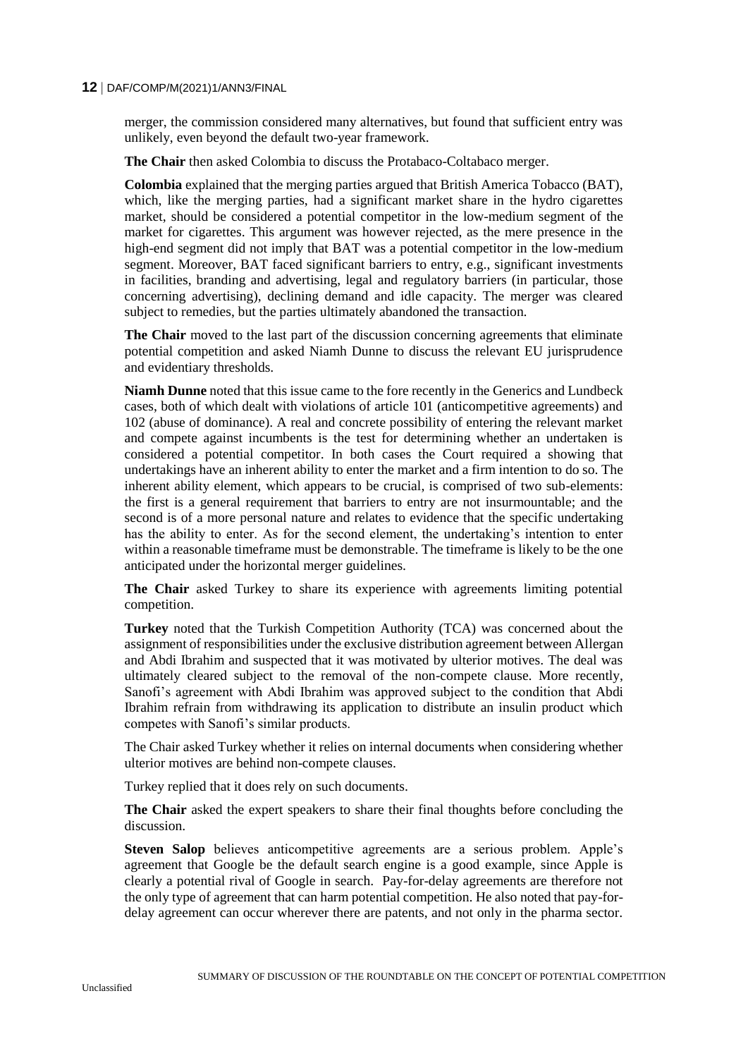merger, the commission considered many alternatives, but found that sufficient entry was unlikely, even beyond the default two-year framework.

**The Chair** then asked Colombia to discuss the Protabaco-Coltabaco merger.

**Colombia** explained that the merging parties argued that British America Tobacco (BAT), which, like the merging parties, had a significant market share in the hydro cigarettes market, should be considered a potential competitor in the low-medium segment of the market for cigarettes. This argument was however rejected, as the mere presence in the high-end segment did not imply that BAT was a potential competitor in the low-medium segment. Moreover, BAT faced significant barriers to entry, e.g., significant investments in facilities, branding and advertising, legal and regulatory barriers (in particular, those concerning advertising), declining demand and idle capacity. The merger was cleared subject to remedies, but the parties ultimately abandoned the transaction.

**The Chair** moved to the last part of the discussion concerning agreements that eliminate potential competition and asked Niamh Dunne to discuss the relevant EU jurisprudence and evidentiary thresholds.

**Niamh Dunne** noted that this issue came to the fore recently in the Generics and Lundbeck cases, both of which dealt with violations of article 101 (anticompetitive agreements) and 102 (abuse of dominance). A real and concrete possibility of entering the relevant market and compete against incumbents is the test for determining whether an undertaken is considered a potential competitor. In both cases the Court required a showing that undertakings have an inherent ability to enter the market and a firm intention to do so. The inherent ability element, which appears to be crucial, is comprised of two sub-elements: the first is a general requirement that barriers to entry are not insurmountable; and the second is of a more personal nature and relates to evidence that the specific undertaking has the ability to enter. As for the second element, the undertaking's intention to enter within a reasonable timeframe must be demonstrable. The timeframe is likely to be the one anticipated under the horizontal merger guidelines.

**The Chair** asked Turkey to share its experience with agreements limiting potential competition.

**Turkey** noted that the Turkish Competition Authority (TCA) was concerned about the assignment of responsibilities under the exclusive distribution agreement between Allergan and Abdi Ibrahim and suspected that it was motivated by ulterior motives. The deal was ultimately cleared subject to the removal of the non-compete clause. More recently, Sanofi's agreement with Abdi Ibrahim was approved subject to the condition that Abdi Ibrahim refrain from withdrawing its application to distribute an insulin product which competes with Sanofi's similar products.

The Chair asked Turkey whether it relies on internal documents when considering whether ulterior motives are behind non-compete clauses.

Turkey replied that it does rely on such documents.

**The Chair** asked the expert speakers to share their final thoughts before concluding the discussion.

**Steven Salop** believes anticompetitive agreements are a serious problem. Apple's agreement that Google be the default search engine is a good example, since Apple is clearly a potential rival of Google in search. Pay-for-delay agreements are therefore not the only type of agreement that can harm potential competition. He also noted that pay-for-delay agreement can occur wherever there are patents, and not only in the pharma sector.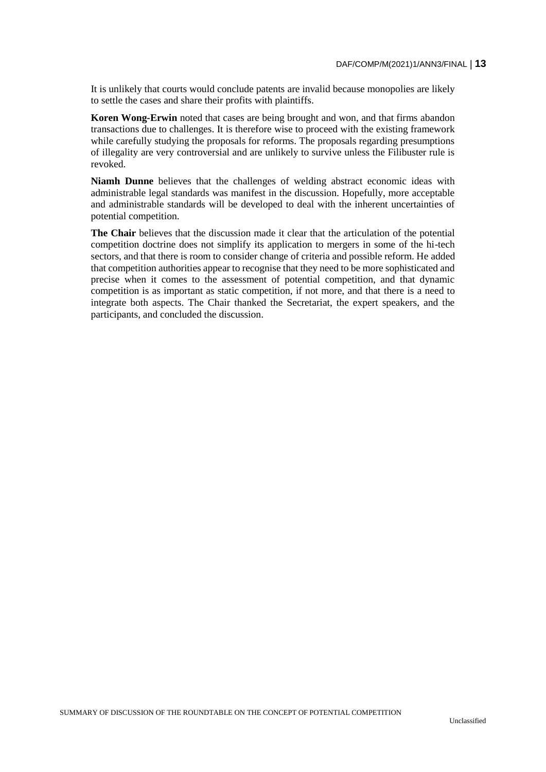It is unlikely that courts would conclude patents are invalid because monopolies are likely to settle the cases and share their profits with plaintiffs.

**Koren Wong-Erwin** noted that cases are being brought and won, and that firms abandon transactions due to challenges. It is therefore wise to proceed with the existing framework while carefully studying the proposals for reforms. The proposals regarding presumptions of illegality are very controversial and are unlikely to survive unless the Filibuster rule is revoked.

**Niamh Dunne** believes that the challenges of welding abstract economic ideas with administrable legal standards was manifest in the discussion. Hopefully, more acceptable and administrable standards will be developed to deal with the inherent uncertainties of potential competition.

**The Chair** believes that the discussion made it clear that the articulation of the potential competition doctrine does not simplify its application to mergers in some of the hi-tech sectors, and that there is room to consider change of criteria and possible reform. He added that competition authorities appear to recognise that they need to be more sophisticated and precise when it comes to the assessment of potential competition, and that dynamic competition is as important as static competition, if not more, and that there is a need to integrate both aspects. The Chair thanked the Secretariat, the expert speakers, and the participants, and concluded the discussion.